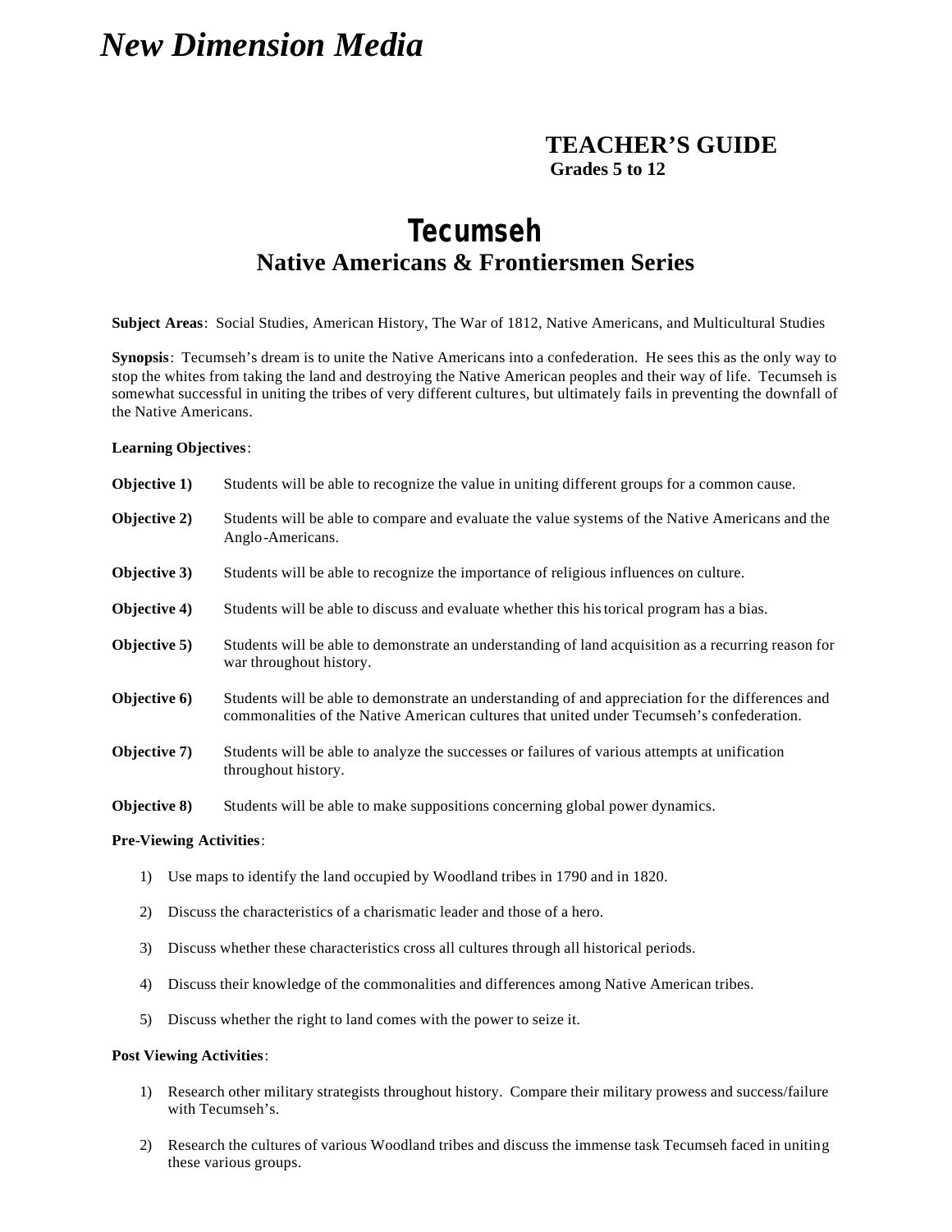*New Dimension Media*

**TEACHER'S GUIDE**
**Grades 5 to 12**

# Tecumseh

## Native Americans & Frontiersmen Series

**Subject Areas**: Social Studies, American History, The War of 1812, Native Americans, and Multicultural Studies

**Synopsis**: Tecumseh's dream is to unite the Native Americans into a confederation. He sees this as the only way to stop the whites from taking the land and destroying the Native American peoples and their way of life. Tecumseh is somewhat successful in uniting the tribes of very different cultures, but ultimately fails in preventing the downfall of the Native Americans.

**Learning Objectives**:

**Objective 1)** Students will be able to recognize the value in uniting different groups for a common cause.

**Objective 2)** Students will be able to compare and evaluate the value systems of the Native Americans and the Anglo-Americans.

**Objective 3)** Students will be able to recognize the importance of religious influences on culture.

**Objective 4)** Students will be able to discuss and evaluate whether this historical program has a bias.

**Objective 5)** Students will be able to demonstrate an understanding of land acquisition as a recurring reason for war throughout history.

**Objective 6)** Students will be able to demonstrate an understanding of and appreciation for the differences and commonalities of the Native American cultures that united under Tecumseh's confederation.

**Objective 7)** Students will be able to analyze the successes or failures of various attempts at unification throughout history.

**Objective 8)** Students will be able to make suppositions concerning global power dynamics.

**Pre-Viewing Activities**:

1) Use maps to identify the land occupied by Woodland tribes in 1790 and in 1820.
2) Discuss the characteristics of a charismatic leader and those of a hero.
3) Discuss whether these characteristics cross all cultures through all historical periods.
4) Discuss their knowledge of the commonalities and differences among Native American tribes.
5) Discuss whether the right to land comes with the power to seize it.

**Post Viewing Activities**:

1) Research other military strategists throughout history. Compare their military prowess and success/failure with Tecumseh's.
2) Research the cultures of various Woodland tribes and discuss the immense task Tecumseh faced in uniting these various groups.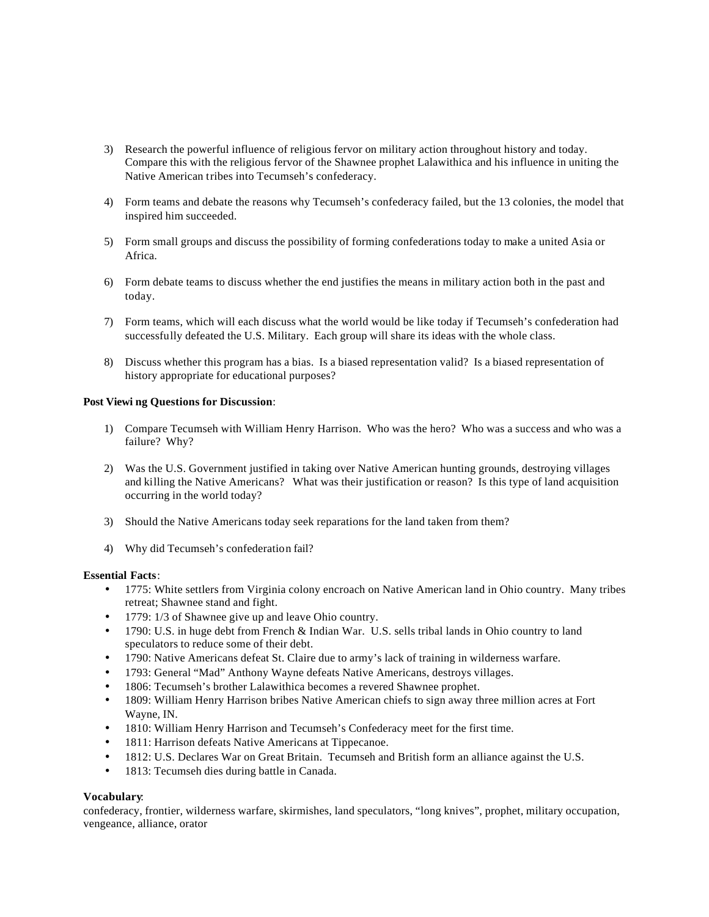3) Research the powerful influence of religious fervor on military action throughout history and today. Compare this with the religious fervor of the Shawnee prophet Lalawithica and his influence in uniting the Native American tribes into Tecumseh's confederacy.

4) Form teams and debate the reasons why Tecumseh's confederacy failed, but the 13 colonies, the model that inspired him succeeded.

5) Form small groups and discuss the possibility of forming confederations today to make a united Asia or Africa.

6) Form debate teams to discuss whether the end justifies the means in military action both in the past and today.

7) Form teams, which will each discuss what the world would be like today if Tecumseh's confederation had successfully defeated the U.S. Military. Each group will share its ideas with the whole class.

8) Discuss whether this program has a bias. Is a biased representation valid? Is a biased representation of history appropriate for educational purposes?

**Post Viewing Questions for Discussion**:

1) Compare Tecumseh with William Henry Harrison. Who was the hero? Who was a success and who was a failure? Why?

2) Was the U.S. Government justified in taking over Native American hunting grounds, destroying villages and killing the Native Americans? What was their justification or reason? Is this type of land acquisition occurring in the world today?

3) Should the Native Americans today seek reparations for the land taken from them?

4) Why did Tecumseh's confederation fail?

**Essential Facts**:

- 1775: White settlers from Virginia colony encroach on Native American land in Ohio country. Many tribes retreat; Shawnee stand and fight.
- 1779: 1/3 of Shawnee give up and leave Ohio country.
- 1790: U.S. in huge debt from French & Indian War. U.S. sells tribal lands in Ohio country to land speculators to reduce some of their debt.
- 1790: Native Americans defeat St. Claire due to army's lack of training in wilderness warfare.
- 1793: General "Mad" Anthony Wayne defeats Native Americans, destroys villages.
- 1806: Tecumseh's brother Lalawithica becomes a revered Shawnee prophet.
- 1809: William Henry Harrison bribes Native American chiefs to sign away three million acres at Fort Wayne, IN.
- 1810: William Henry Harrison and Tecumseh's Confederacy meet for the first time.
- 1811: Harrison defeats Native Americans at Tippecanoe.
- 1812: U.S. Declares War on Great Britain. Tecumseh and British form an alliance against the U.S.
- 1813: Tecumseh dies during battle in Canada.

**Vocabulary**:
confederacy, frontier, wilderness warfare, skirmishes, land speculators, "long knives", prophet, military occupation, vengeance, alliance, orator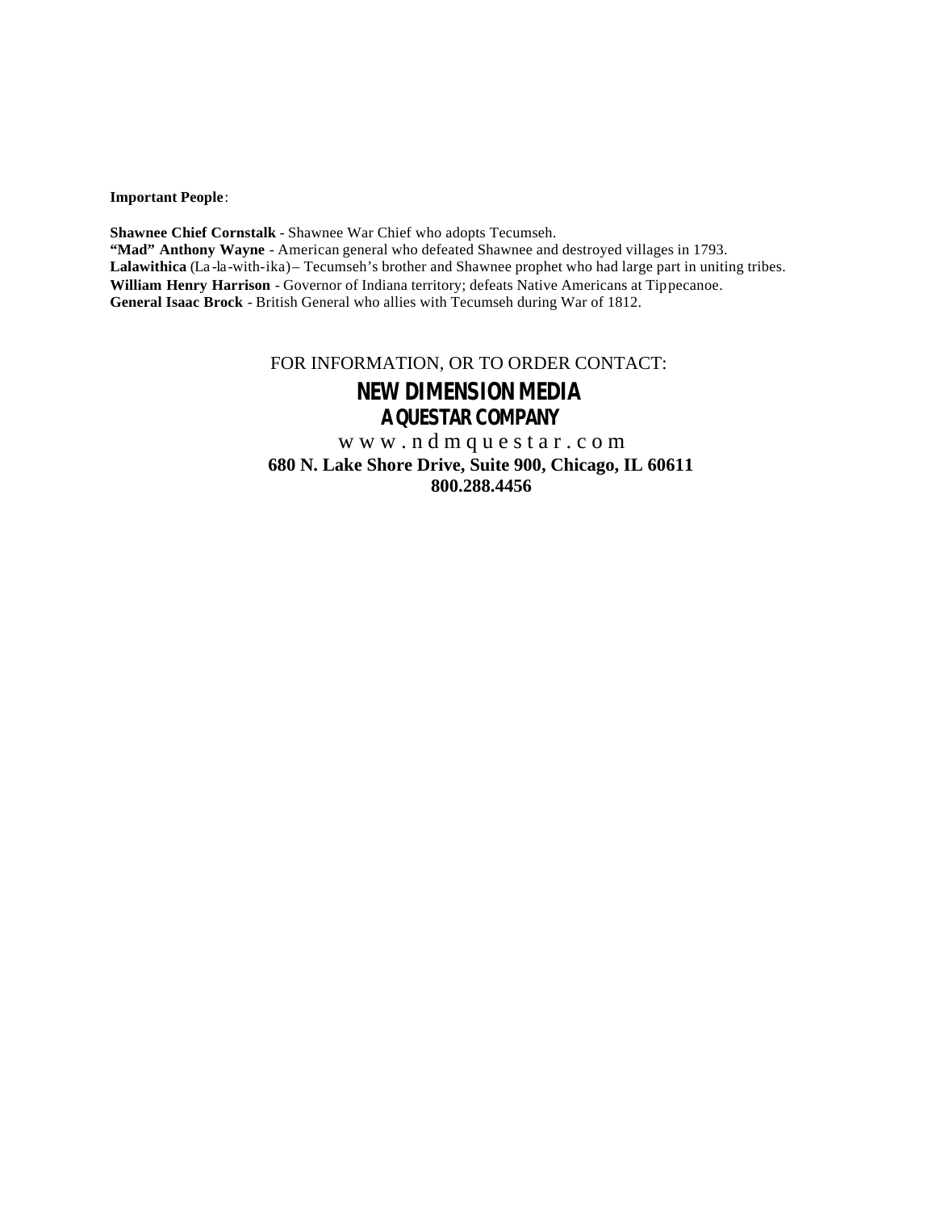**Important People**:

**Shawnee Chief Cornstalk** - Shawnee War Chief who adopts Tecumseh.
**"Mad" Anthony Wayne** - American general who defeated Shawnee and destroyed villages in 1793.
**Lalawithica** (La-la-with-ika)– Tecumseh's brother and Shawnee prophet who had large part in uniting tribes.
**William Henry Harrison** - Governor of Indiana territory; defeats Native Americans at Tippecanoe.
**General Isaac Brock** - British General who allies with Tecumseh during War of 1812.

FOR INFORMATION, OR TO ORDER CONTACT:

**NEW DIMENSION MEDIA**
**A QUESTAR COMPANY**
www.ndmquestar.com
**680 N. Lake Shore Drive, Suite 900, Chicago, IL 60611**
**800.288.4456**